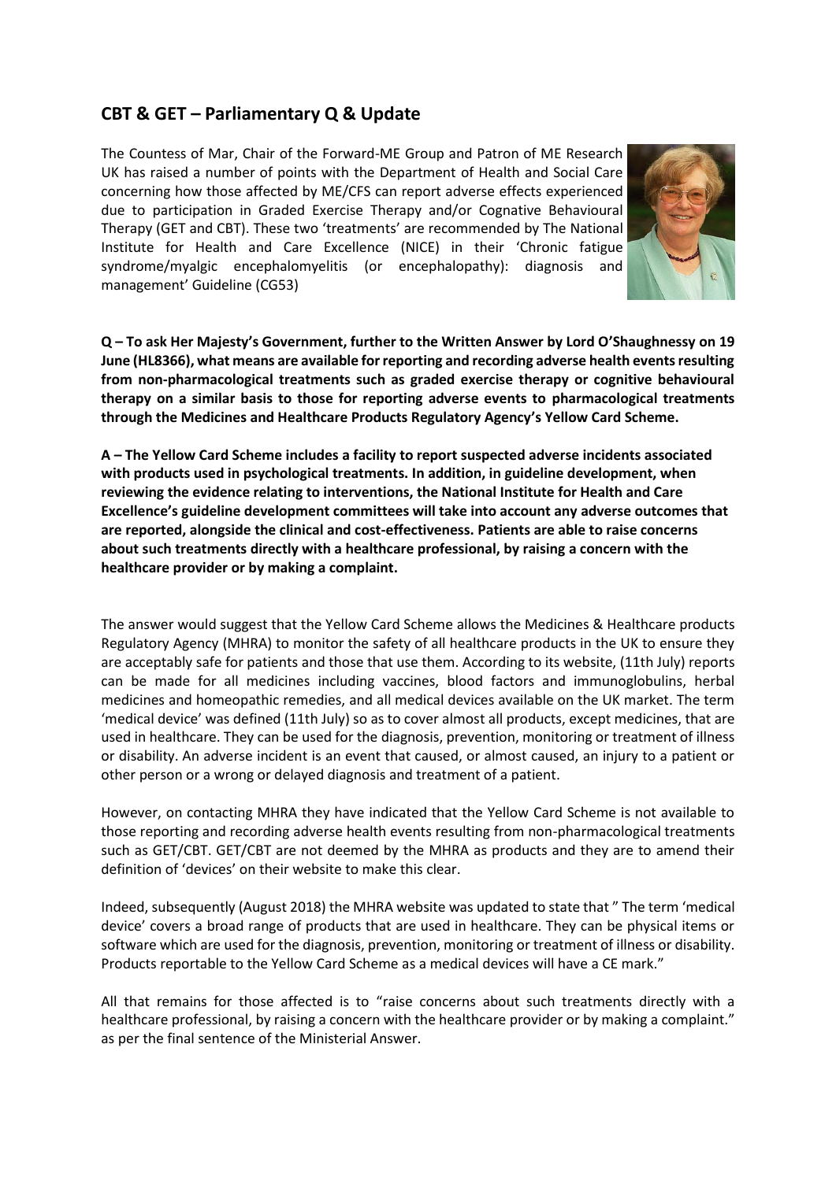## CBT & GET – Parliamentary Q & Update

The Countess of Mar, Chair of the Forward-ME Group and Patron of ME Research UK has raised a number of points with the Department of Health and Social Care concerning how those affected by ME/CFS can report adverse effects experienced due to participation in Graded Exercise Therapy and/or Cognative Behavioural Therapy (GET and CBT). These two 'treatments' are recommended by The National Institute for Health and Care Excellence (NICE) in their 'Chronic fatigue syndrome/myalgic encephalomyelitis (or encephalopathy): diagnosis and management' Guideline (CG53)

**Q – To ask Her Majesty's Government, further to the Written Answer by Lord O'Shaughnessy on 19 June (HL8366), what means are available for reporting and recording adverse health events resulting from non-pharmacological treatments such as graded exercise therapy or cognitive behavioural therapy on a similar basis to those for reporting adverse events to pharmacological treatments through the Medicines and Healthcare Products Regulatory Agency's Yellow Card Scheme.**

**A – The Yellow Card Scheme includes a facility to report suspected adverse incidents associated with products used in psychological treatments. In addition, in guideline development, when reviewing the evidence relating to interventions, the National Institute for Health and Care Excellence's guideline development committees will take into account any adverse outcomes that are reported, alongside the clinical and cost-effectiveness. Patients are able to raise concerns about such treatments directly with a healthcare professional, by raising a concern with the healthcare provider or by making a complaint.**

The answer would suggest that the Yellow Card Scheme allows the Medicines & Healthcare products Regulatory Agency (MHRA) to monitor the safety of all healthcare products in the UK to ensure they are acceptably safe for patients and those that use them. According to its website, (11th July) reports can be made for all medicines including vaccines, blood factors and immunoglobulins, herbal medicines and homeopathic remedies, and all medical devices available on the UK market. The term 'medical device' was defined (11th July) so as to cover almost all products, except medicines, that are used in healthcare. They can be used for the diagnosis, prevention, monitoring or treatment of illness or disability. An adverse incident is an event that caused, or almost caused, an injury to a patient or other person or a wrong or delayed diagnosis and treatment of a patient.

However, on contacting MHRA they have indicated that the Yellow Card Scheme is not available to those reporting and recording adverse health events resulting from non-pharmacological treatments such as GET/CBT. GET/CBT are not deemed by the MHRA as products and they are to amend their definition of 'devices' on their website to make this clear.

Indeed, subsequently (August 2018) the MHRA website was updated to state that " The term 'medical device' covers a broad range of products that are used in healthcare. They can be physical items or software which are used for the diagnosis, prevention, monitoring or treatment of illness or disability. Products reportable to the Yellow Card Scheme as a medical devices will have a CE mark."

All that remains for those affected is to "raise concerns about such treatments directly with a healthcare professional, by raising a concern with the healthcare provider or by making a complaint." as per the final sentence of the Ministerial Answer.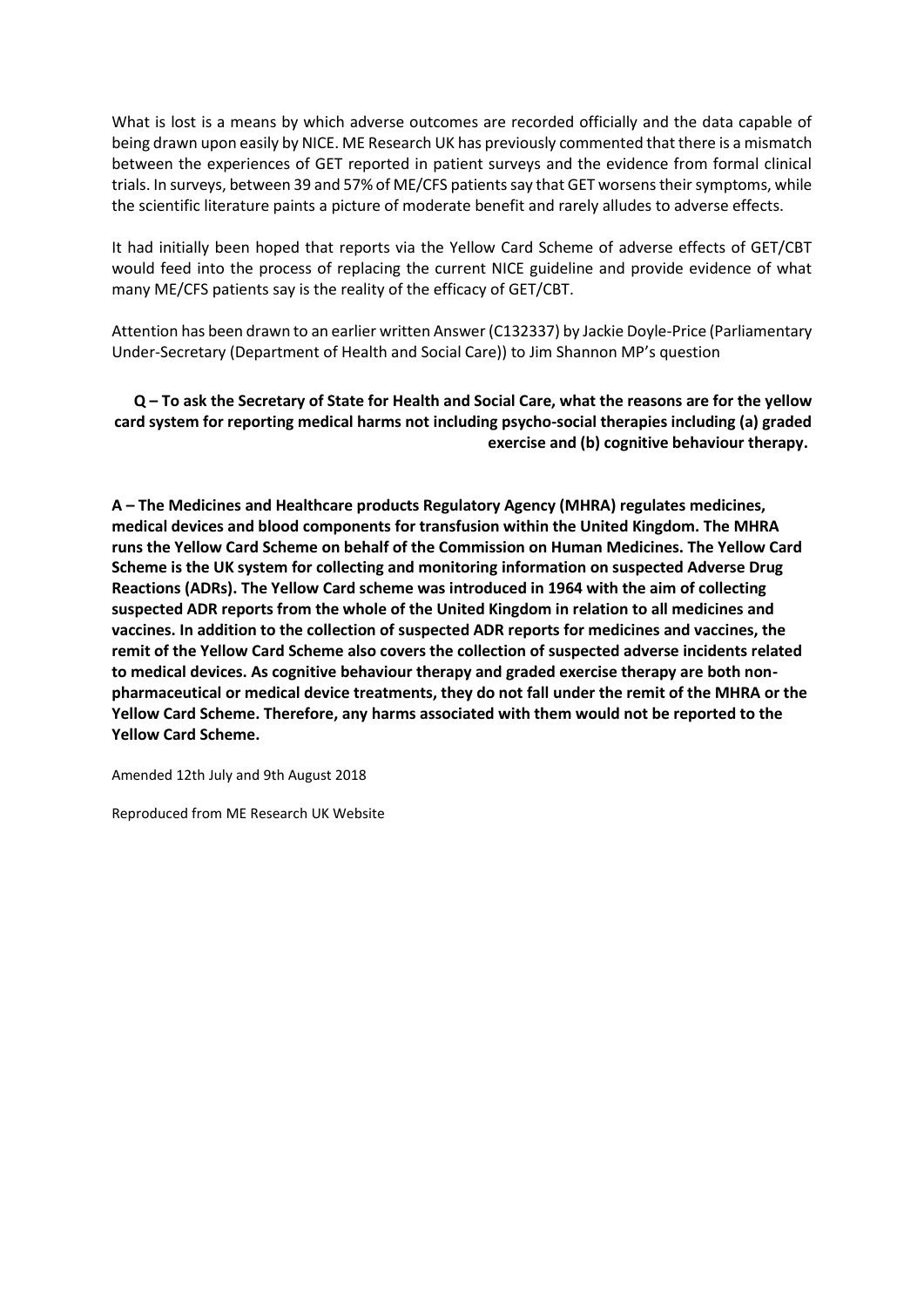What is lost is a means by which adverse outcomes are recorded officially and the data capable of being drawn upon easily by NICE. ME Research UK has previously commented that there is a mismatch between the experiences of GET reported in patient surveys and the evidence from formal clinical trials. In surveys, between 39 and 57% of ME/CFS patients say that GET worsens their symptoms, while the scientific literature paints a picture of moderate benefit and rarely alludes to adverse effects.

It had initially been hoped that reports via the Yellow Card Scheme of adverse effects of GET/CBT would feed into the process of replacing the current NICE guideline and provide evidence of what many ME/CFS patients say is the reality of the efficacy of GET/CBT.

Attention has been drawn to an earlier written Answer (C132337) by Jackie Doyle-Price (Parliamentary Under-Secretary (Department of Health and Social Care)) to Jim Shannon MP's question

**Q – To ask the Secretary of State for Health and Social Care, what the reasons are for the yellow card system for reporting medical harms not including psycho-social therapies including (a) graded exercise and (b) cognitive behaviour therapy.**

**A – The Medicines and Healthcare products Regulatory Agency (MHRA) regulates medicines, medical devices and blood components for transfusion within the United Kingdom. The MHRA runs the Yellow Card Scheme on behalf of the Commission on Human Medicines. The Yellow Card Scheme is the UK system for collecting and monitoring information on suspected Adverse Drug Reactions (ADRs). The Yellow Card scheme was introduced in 1964 with the aim of collecting suspected ADR reports from the whole of the United Kingdom in relation to all medicines and vaccines. In addition to the collection of suspected ADR reports for medicines and vaccines, the remit of the Yellow Card Scheme also covers the collection of suspected adverse incidents related to medical devices. As cognitive behaviour therapy and graded exercise therapy are both non-pharmaceutical or medical device treatments, they do not fall under the remit of the MHRA or the Yellow Card Scheme. Therefore, any harms associated with them would not be reported to the Yellow Card Scheme.**

Amended 12th July and 9th August 2018

Reproduced from ME Research UK Website